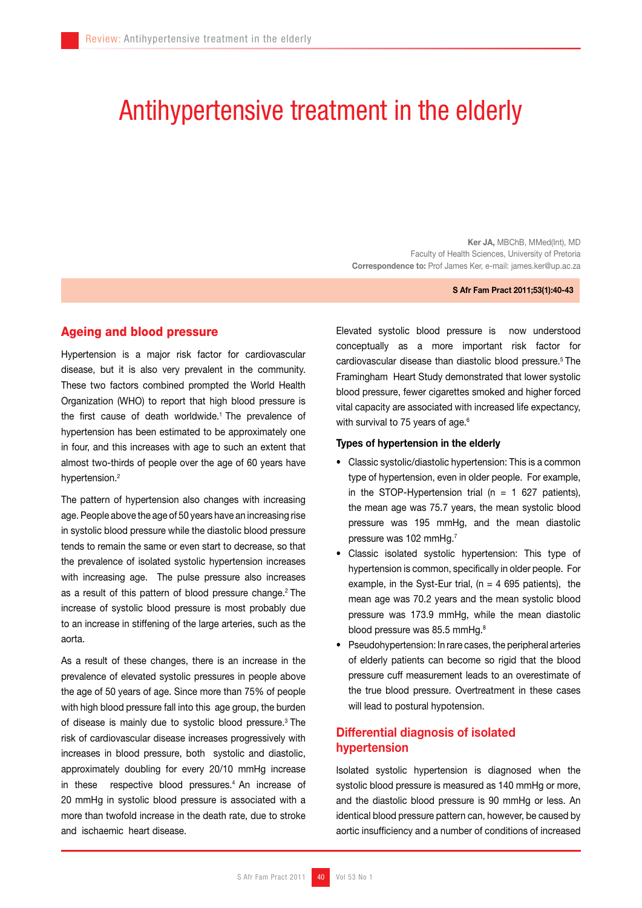# Antihypertensive treatment in the elderly

**Ker JA,** MBChB, MMed(Int), MD
Faculty of Health Sciences, University of Pretoria
**Correspondence to:** Prof James Ker, e-mail: james.ker@up.ac.za

**S Afr Fam Pract 2011;53(1):40-43**

## Ageing and blood pressure

Hypertension is a major risk factor for cardiovascular disease, but it is also very prevalent in the community. These two factors combined prompted the World Health Organization (WHO) to report that high blood pressure is the first cause of death worldwide.[1] The prevalence of hypertension has been estimated to be approximately one in four, and this increases with age to such an extent that almost two-thirds of people over the age of 60 years have hypertension.[2]

The pattern of hypertension also changes with increasing age. People above the age of 50 years have an increasing rise in systolic blood pressure while the diastolic blood pressure tends to remain the same or even start to decrease, so that the prevalence of isolated systolic hypertension increases with increasing age. The pulse pressure also increases as a result of this pattern of blood pressure change.[2] The increase of systolic blood pressure is most probably due to an increase in stiffening of the large arteries, such as the aorta.

As a result of these changes, there is an increase in the prevalence of elevated systolic pressures in people above the age of 50 years of age. Since more than 75% of people with high blood pressure fall into this age group, the burden of disease is mainly due to systolic blood pressure.[3] The risk of cardiovascular disease increases progressively with increases in blood pressure, both systolic and diastolic, approximately doubling for every 20/10 mmHg increase in these respective blood pressures.[4] An increase of 20 mmHg in systolic blood pressure is associated with a more than twofold increase in the death rate, due to stroke and ischaemic heart disease.

Elevated systolic blood pressure is now understood conceptually as a more important risk factor for cardiovascular disease than diastolic blood pressure.[5] The Framingham Heart Study demonstrated that lower systolic blood pressure, fewer cigarettes smoked and higher forced vital capacity are associated with increased life expectancy, with survival to 75 years of age.[6]

### Types of hypertension in the elderly

- Classic systolic/diastolic hypertension: This is a common type of hypertension, even in older people. For example, in the STOP-Hypertension trial (n = 1 627 patients), the mean age was 75.7 years, the mean systolic blood pressure was 195 mmHg, and the mean diastolic pressure was 102 mmHg.[7]
- Classic isolated systolic hypertension: This type of hypertension is common, specifically in older people. For example, in the Syst-Eur trial, (n = 4 695 patients), the mean age was 70.2 years and the mean systolic blood pressure was 173.9 mmHg, while the mean diastolic blood pressure was 85.5 mmHg.[8]
- Pseudohypertension: In rare cases, the peripheral arteries of elderly patients can become so rigid that the blood pressure cuff measurement leads to an overestimate of the true blood pressure. Overtreatment in these cases will lead to postural hypotension.

## Differential diagnosis of isolated hypertension

Isolated systolic hypertension is diagnosed when the systolic blood pressure is measured as 140 mmHg or more, and the diastolic blood pressure is 90 mmHg or less. An identical blood pressure pattern can, however, be caused by aortic insufficiency and a number of conditions of increased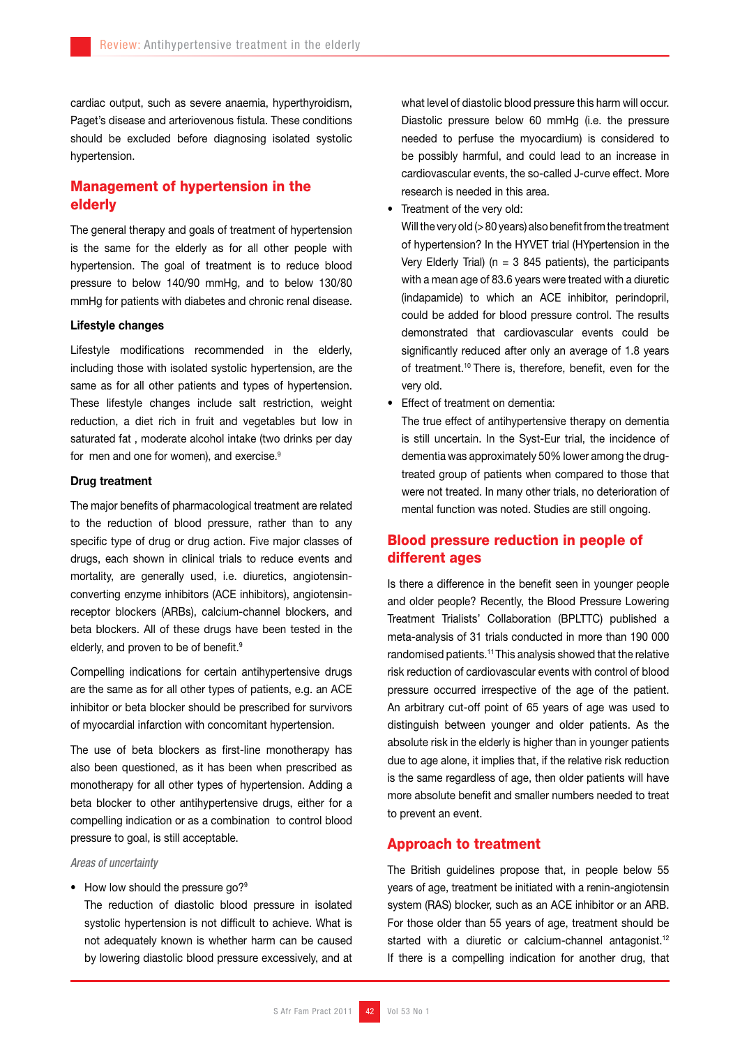cardiac output, such as severe anaemia, hyperthyroidism, Paget's disease and arteriovenous fistula. These conditions should be excluded before diagnosing isolated systolic hypertension.

## Management of hypertension in the elderly

The general therapy and goals of treatment of hypertension is the same for the elderly as for all other people with hypertension. The goal of treatment is to reduce blood pressure to below 140/90 mmHg, and to below 130/80 mmHg for patients with diabetes and chronic renal disease.

### Lifestyle changes

Lifestyle modifications recommended in the elderly, including those with isolated systolic hypertension, are the same as for all other patients and types of hypertension. These lifestyle changes include salt restriction, weight reduction, a diet rich in fruit and vegetables but low in saturated fat , moderate alcohol intake (two drinks per day for men and one for women), and exercise.[9]

### Drug treatment

The major benefits of pharmacological treatment are related to the reduction of blood pressure, rather than to any specific type of drug or drug action. Five major classes of drugs, each shown in clinical trials to reduce events and mortality, are generally used, i.e. diuretics, angiotensin-converting enzyme inhibitors (ACE inhibitors), angiotensin-receptor blockers (ARBs), calcium-channel blockers, and beta blockers. All of these drugs have been tested in the elderly, and proven to be of benefit.[9]

Compelling indications for certain antihypertensive drugs are the same as for all other types of patients, e.g. an ACE inhibitor or beta blocker should be prescribed for survivors of myocardial infarction with concomitant hypertension.

The use of beta blockers as first-line monotherapy has also been questioned, as it has been when prescribed as monotherapy for all other types of hypertension. Adding a beta blocker to other antihypertensive drugs, either for a compelling indication or as a combination to control blood pressure to goal, is still acceptable.

*Areas of uncertainty*

- How low should the pressure go?[9]
  The reduction of diastolic blood pressure in isolated systolic hypertension is not difficult to achieve. What is not adequately known is whether harm can be caused by lowering diastolic blood pressure excessively, and at what level of diastolic blood pressure this harm will occur. Diastolic pressure below 60 mmHg (i.e. the pressure needed to perfuse the myocardium) is considered to be possibly harmful, and could lead to an increase in cardiovascular events, the so-called J-curve effect. More research is needed in this area.
- Treatment of the very old:
  Will the very old (> 80 years) also benefit from the treatment of hypertension? In the HYVET trial (HYpertension in the Very Elderly Trial) (n = 3 845 patients), the participants with a mean age of 83.6 years were treated with a diuretic (indapamide) to which an ACE inhibitor, perindopril, could be added for blood pressure control. The results demonstrated that cardiovascular events could be significantly reduced after only an average of 1.8 years of treatment.[10] There is, therefore, benefit, even for the very old.
- Effect of treatment on dementia:
  The true effect of antihypertensive therapy on dementia is still uncertain. In the Syst-Eur trial, the incidence of dementia was approximately 50% lower among the drug-treated group of patients when compared to those that were not treated. In many other trials, no deterioration of mental function was noted. Studies are still ongoing.

## Blood pressure reduction in people of different ages

Is there a difference in the benefit seen in younger people and older people? Recently, the Blood Pressure Lowering Treatment Trialists' Collaboration (BPLTTC) published a meta-analysis of 31 trials conducted in more than 190 000 randomised patients.[11] This analysis showed that the relative risk reduction of cardiovascular events with control of blood pressure occurred irrespective of the age of the patient. An arbitrary cut-off point of 65 years of age was used to distinguish between younger and older patients. As the absolute risk in the elderly is higher than in younger patients due to age alone, it implies that, if the relative risk reduction is the same regardless of age, then older patients will have more absolute benefit and smaller numbers needed to treat to prevent an event.

## Approach to treatment

The British guidelines propose that, in people below 55 years of age, treatment be initiated with a renin-angiotensin system (RAS) blocker, such as an ACE inhibitor or an ARB. For those older than 55 years of age, treatment should be started with a diuretic or calcium-channel antagonist.[12] If there is a compelling indication for another drug, that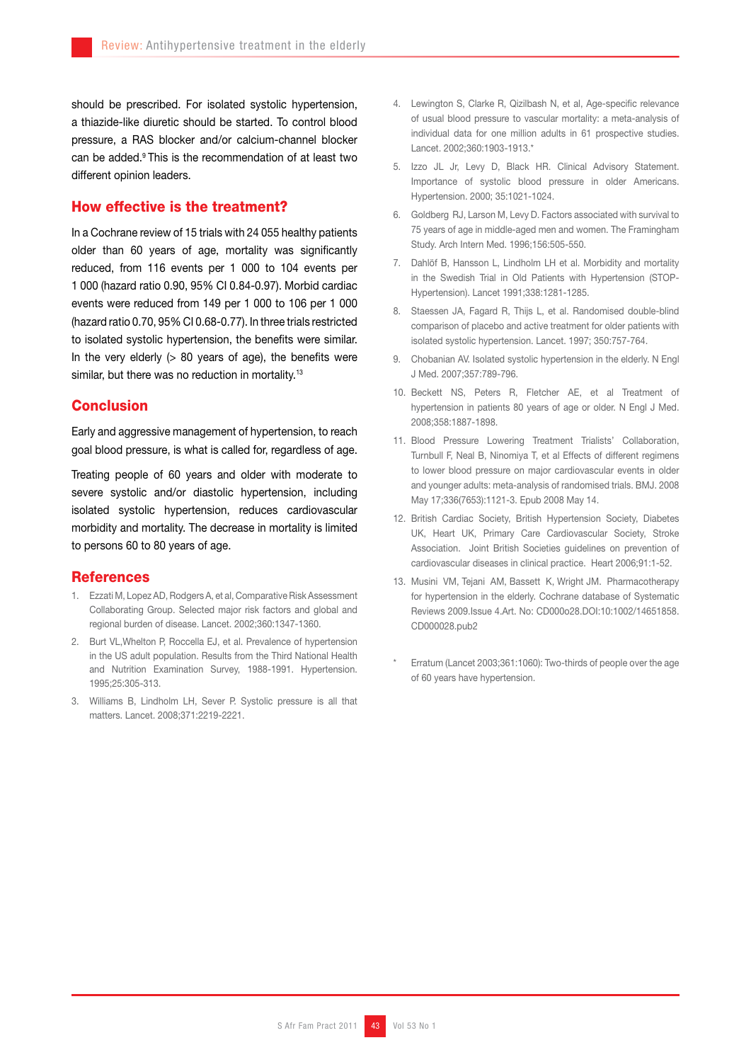should be prescribed. For isolated systolic hypertension, a thiazide-like diuretic should be started. To control blood pressure, a RAS blocker and/or calcium-channel blocker can be added.[9] This is the recommendation of at least two different opinion leaders.

## How effective is the treatment?

In a Cochrane review of 15 trials with 24 055 healthy patients older than 60 years of age, mortality was significantly reduced, from 116 events per 1 000 to 104 events per 1 000 (hazard ratio 0.90, 95% CI 0.84-0.97). Morbid cardiac events were reduced from 149 per 1 000 to 106 per 1 000 (hazard ratio 0.70, 95% CI 0.68-0.77). In three trials restricted to isolated systolic hypertension, the benefits were similar. In the very elderly (> 80 years of age), the benefits were similar, but there was no reduction in mortality.[13]

## Conclusion

Early and aggressive management of hypertension, to reach goal blood pressure, is what is called for, regardless of age.

Treating people of 60 years and older with moderate to severe systolic and/or diastolic hypertension, including isolated systolic hypertension, reduces cardiovascular morbidity and mortality. The decrease in mortality is limited to persons 60 to 80 years of age.

## References

1. Ezzati M, Lopez AD, Rodgers A, et al, Comparative Risk Assessment Collaborating Group. Selected major risk factors and global and regional burden of disease. Lancet. 2002;360:1347-1360.
2. Burt VL,Whelton P, Roccella EJ, et al. Prevalence of hypertension in the US adult population. Results from the Third National Health and Nutrition Examination Survey, 1988-1991. Hypertension. 1995;25:305-313.
3. Williams B, Lindholm LH, Sever P. Systolic pressure is all that matters. Lancet. 2008;371:2219-2221.
4. Lewington S, Clarke R, Qizilbash N, et al, Age-specific relevance of usual blood pressure to vascular mortality: a meta-analysis of individual data for one million adults in 61 prospective studies. Lancet. 2002;360:1903-1913.*
5. Izzo JL Jr, Levy D, Black HR. Clinical Advisory Statement. Importance of systolic blood pressure in older Americans. Hypertension. 2000; 35:1021-1024.
6. Goldberg RJ, Larson M, Levy D. Factors associated with survival to 75 years of age in middle-aged men and women. The Framingham Study. Arch Intern Med. 1996;156:505-550.
7. Dahlöf B, Hansson L, Lindholm LH et al. Morbidity and mortality in the Swedish Trial in Old Patients with Hypertension (STOP-Hypertension). Lancet 1991;338:1281-1285.
8. Staessen JA, Fagard R, Thijs L, et al. Randomised double-blind comparison of placebo and active treatment for older patients with isolated systolic hypertension. Lancet. 1997; 350:757-764.
9. Chobanian AV. Isolated systolic hypertension in the elderly. N Engl J Med. 2007;357:789-796.
10. Beckett NS, Peters R, Fletcher AE, et al Treatment of hypertension in patients 80 years of age or older. N Engl J Med. 2008;358:1887-1898.
11. Blood Pressure Lowering Treatment Trialists' Collaboration, Turnbull F, Neal B, Ninomiya T, et al Effects of different regimens to lower blood pressure on major cardiovascular events in older and younger adults: meta-analysis of randomised trials. BMJ. 2008 May 17;336(7653):1121-3. Epub 2008 May 14.
12. British Cardiac Society, British Hypertension Society, Diabetes UK, Heart UK, Primary Care Cardiovascular Society, Stroke Association. Joint British Societies guidelines on prevention of cardiovascular diseases in clinical practice. Heart 2006;91:1-52.
13. Musini VM, Tejani AM, Bassett K, Wright JM. Pharmacotherapy for hypertension in the elderly. Cochrane database of Systematic Reviews 2009.Issue 4.Art. No: CD000o28.DOI:10:1002/14651858. CD000028.pub2

\* Erratum (Lancet 2003;361:1060): Two-thirds of people over the age of 60 years have hypertension.